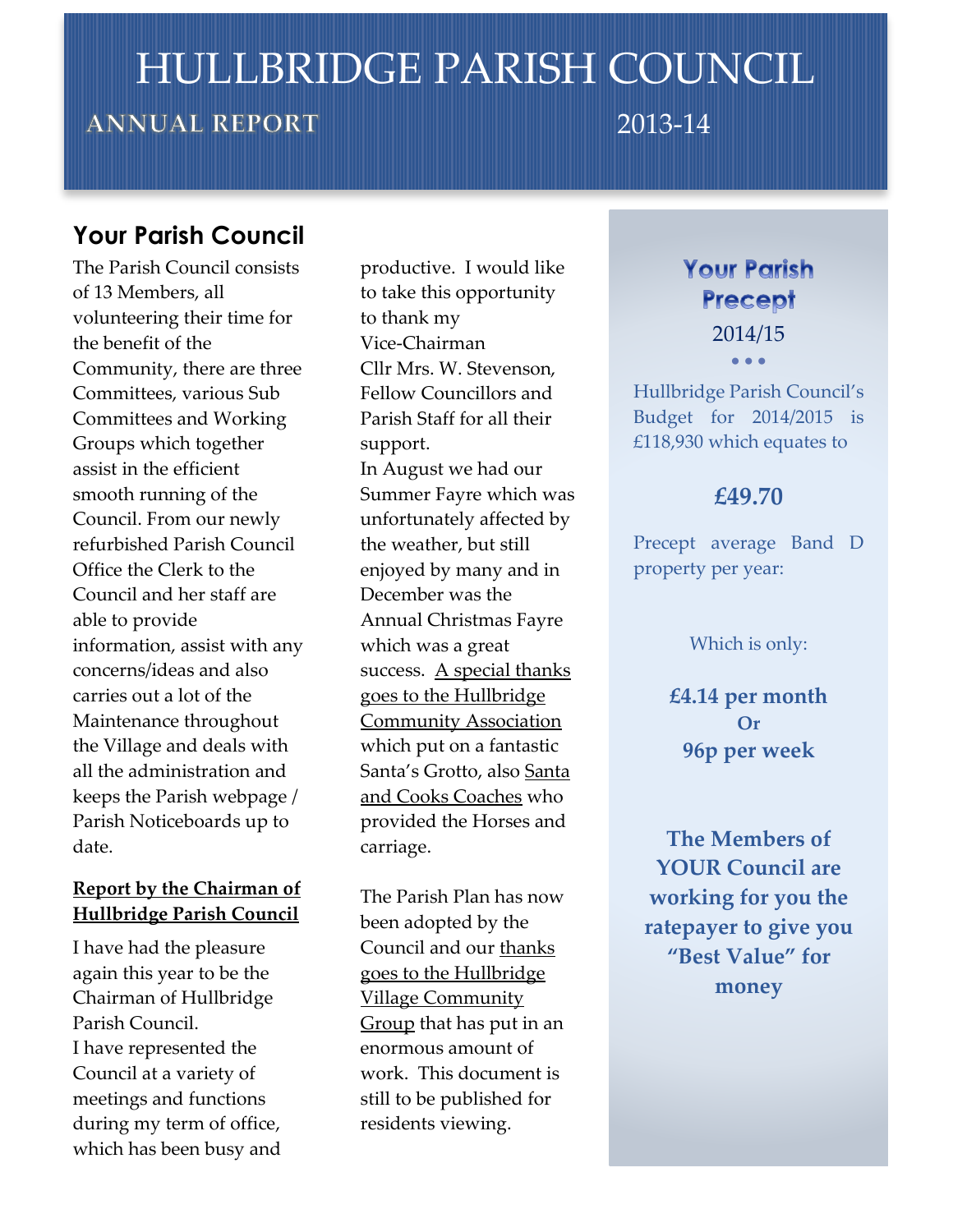# HULLBRIDGE PARISH COUNCIL

**ANNUAL REPORT** 2013-14

## Your Parish Council

The Parish Council consists of 13 Members, all volunteering their time for the benefit of the Community, there are three Committees, various Sub Committees and Working Groups which together assist in the efficient smooth running of the Council. From our newly refurbished Parish Council Office the Clerk to the Council and her staff are able to provide information, assist with any concerns/ideas and also carries out a lot of the Maintenance throughout the Village and deals with all the administration and keeps the Parish webpage / Parish Noticeboards up to date.

**Report by the Chairman of Hullbridge Parish Council**

I have had the pleasure again this year to be the Chairman of Hullbridge Parish Council.
I have represented the Council at a variety of meetings and functions during my term of office, which has been busy and productive. I would like to take this opportunity to thank my Vice-Chairman Cllr Mrs. W. Stevenson, Fellow Councillors and Parish Staff for all their support.
In August we had our Summer Fayre which was unfortunately affected by the weather, but still enjoyed by many and in December was the Annual Christmas Fayre which was a great success. A special thanks goes to the Hullbridge Community Association which put on a fantastic Santa's Grotto, also Santa and Cooks Coaches who provided the Horses and carriage.

The Parish Plan has now been adopted by the Council and our thanks goes to the Hullbridge Village Community Group that has put in an enormous amount of work. This document is still to be published for residents viewing.

## Your Parish Precept

2014/15

Hullbridge Parish Council's Budget for 2014/2015 is £118,930 which equates to

**£49.70**

Precept average Band D property per year:

Which is only:

**£4.14 per month**
**Or**
**96p per week**

**The Members of YOUR Council are working for you the ratepayer to give you "Best Value" for money**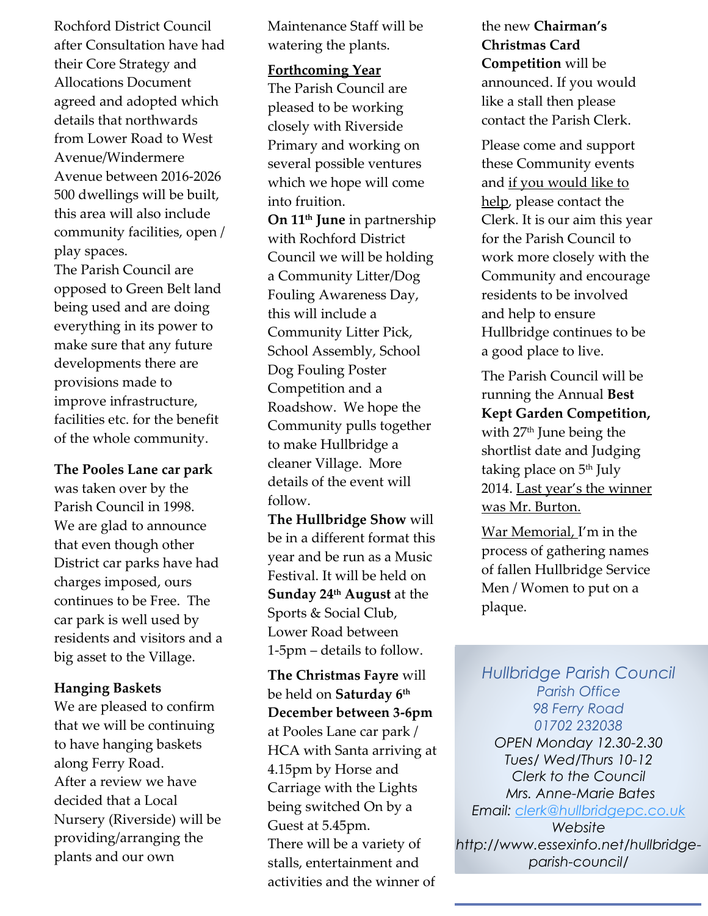Rochford District Council after Consultation have had their Core Strategy and Allocations Document agreed and adopted which details that northwards from Lower Road to West Avenue/Windermere Avenue between 2016-2026 500 dwellings will be built, this area will also include community facilities, open / play spaces.
The Parish Council are opposed to Green Belt land being used and are doing everything in its power to make sure that any future developments there are provisions made to improve infrastructure, facilities etc. for the benefit of the whole community.

**The Pooles Lane car park** was taken over by the Parish Council in 1998. We are glad to announce that even though other District car parks have had charges imposed, ours continues to be Free. The car park is well used by residents and visitors and a big asset to the Village.

**Hanging Baskets**
We are pleased to confirm that we will be continuing to have hanging baskets along Ferry Road.
After a review we have decided that a Local Nursery (Riverside) will be providing/arranging the plants and our own Maintenance Staff will be watering the plants.

**Forthcoming Year**
The Parish Council are pleased to be working closely with Riverside Primary and working on several possible ventures which we hope will come into fruition.
**On 11th June** in partnership with Rochford District Council we will be holding a Community Litter/Dog Fouling Awareness Day, this will include a Community Litter Pick, School Assembly, School Dog Fouling Poster Competition and a Roadshow. We hope the Community pulls together to make Hullbridge a cleaner Village. More details of the event will follow.
**The Hullbridge Show** will be in a different format this year and be run as a Music Festival. It will be held on **Sunday 24th August** at the Sports & Social Club, Lower Road between 1-5pm – details to follow.

**The Christmas Fayre** will be held on **Saturday 6th December between 3-6pm** at Pooles Lane car park / HCA with Santa arriving at 4.15pm by Horse and Carriage with the Lights being switched On by a Guest at 5.45pm.
There will be a variety of stalls, entertainment and activities and the winner of the new **Chairman's Christmas Card Competition** will be announced. If you would like a stall then please contact the Parish Clerk.

Please come and support these Community events and if you would like to help, please contact the Clerk. It is our aim this year for the Parish Council to work more closely with the Community and encourage residents to be involved and help to ensure Hullbridge continues to be a good place to live.

The Parish Council will be running the Annual **Best Kept Garden Competition,** with 27th June being the shortlist date and Judging taking place on 5th July 2014. Last year's the winner was Mr. Burton.

War Memorial, I'm in the process of gathering names of fallen Hullbridge Service Men / Women to put on a plaque.

*Hullbridge Parish Council*
*Parish Office*
*98 Ferry Road*
*01702 232038*
*OPEN Monday 12.30-2.30*
*Tues/ Wed/Thurs 10-12*
*Clerk to the Council*
*Mrs. Anne-Marie Bates*
*Email: clerk@hullbridgepc.co.uk*
*Website*
*http://www.essexinfo.net/hullbridge-parish-council/*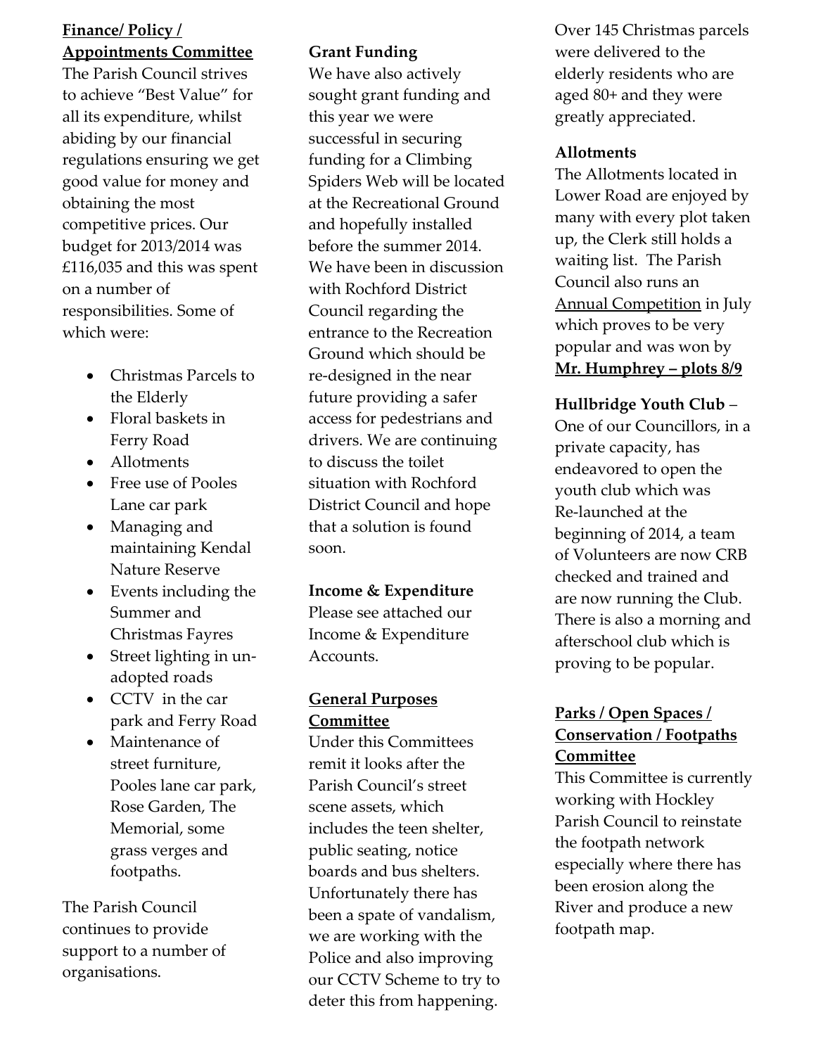**<u>Finance/ Policy / Appointments Committee</u>**

The Parish Council strives to achieve "Best Value" for all its expenditure, whilst abiding by our financial regulations ensuring we get good value for money and obtaining the most competitive prices. Our budget for 2013/2014 was £116,035 and this was spent on a number of responsibilities. Some of which were:

- Christmas Parcels to the Elderly
- Floral baskets in Ferry Road
- Allotments
- Free use of Pooles Lane car park
- Managing and maintaining Kendal Nature Reserve
- Events including the Summer and Christmas Fayres
- Street lighting in un-adopted roads
- CCTV in the car park and Ferry Road
- Maintenance of street furniture, Pooles lane car park, Rose Garden, The Memorial, some grass verges and footpaths.

The Parish Council continues to provide support to a number of organisations.

**Grant Funding**

We have also actively sought grant funding and this year we were successful in securing funding for a Climbing Spiders Web will be located at the Recreational Ground and hopefully installed before the summer 2014. We have been in discussion with Rochford District Council regarding the entrance to the Recreation Ground which should be re-designed in the near future providing a safer access for pedestrians and drivers. We are continuing to discuss the toilet situation with Rochford District Council and hope that a solution is found soon.

**Income & Expenditure**

Please see attached our Income & Expenditure Accounts.

**<u>General Purposes Committee</u>**

Under this Committees remit it looks after the Parish Council's street scene assets, which includes the teen shelter, public seating, notice boards and bus shelters. Unfortunately there has been a spate of vandalism, we are working with the Police and also improving our CCTV Scheme to try to deter this from happening.

Over 145 Christmas parcels were delivered to the elderly residents who are aged 80+ and they were greatly appreciated.

**Allotments**

The Allotments located in Lower Road are enjoyed by many with every plot taken up, the Clerk still holds a waiting list. The Parish Council also runs an <u>Annual Competition</u> in July which proves to be very popular and was won by **<u>Mr. Humphrey – plots 8/9</u>**

**Hullbridge Youth Club** – One of our Councillors, in a private capacity, has endeavored to open the youth club which was Re-launched at the beginning of 2014, a team of Volunteers are now CRB checked and trained and are now running the Club. There is also a morning and afterschool club which is proving to be popular.

**<u>Parks / Open Spaces / Conservation / Footpaths Committee</u>**

This Committee is currently working with Hockley Parish Council to reinstate the footpath network especially where there has been erosion along the River and produce a new footpath map.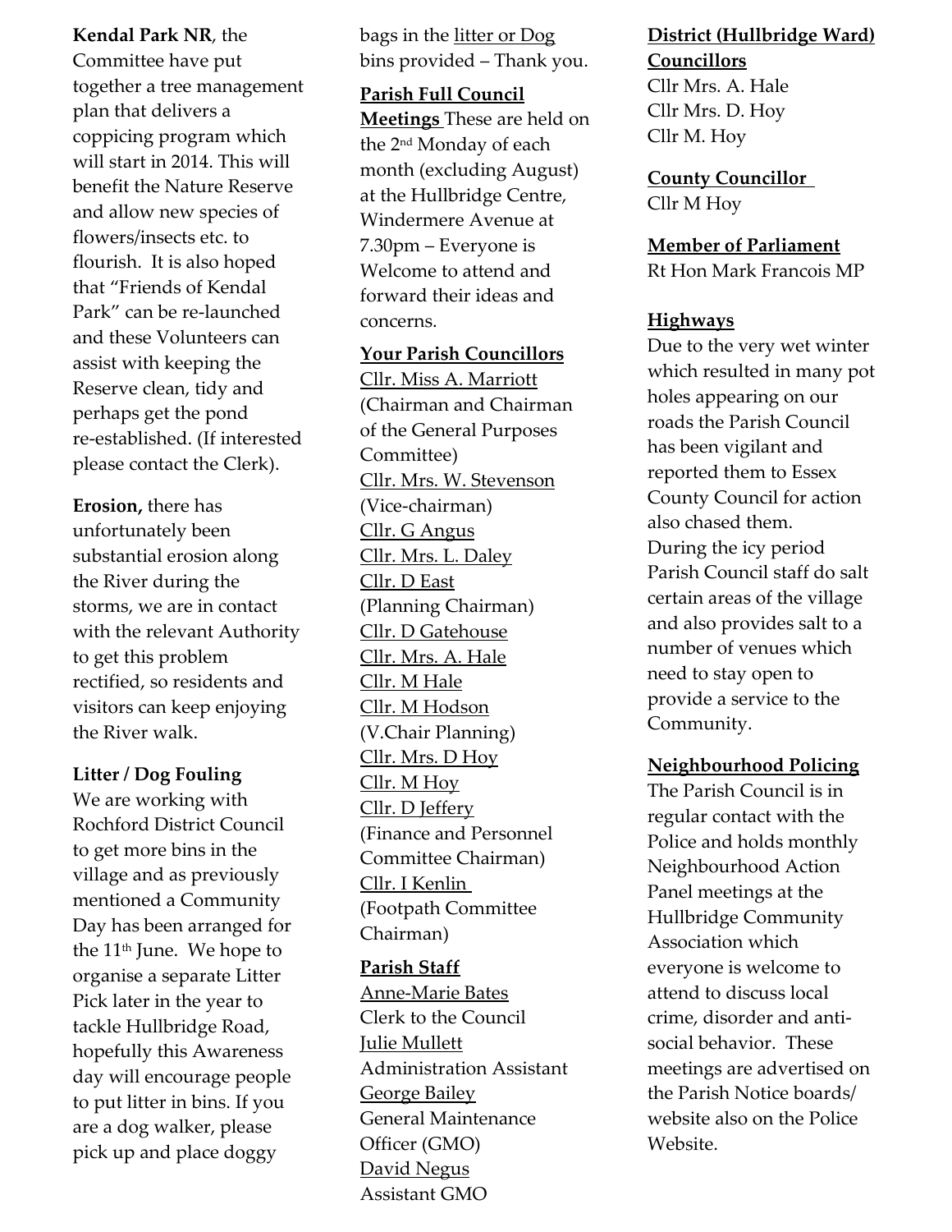**Kendal Park NR**, the Committee have put together a tree management plan that delivers a coppicing program which will start in 2014. This will benefit the Nature Reserve and allow new species of flowers/insects etc. to flourish. It is also hoped that "Friends of Kendal Park" can be re-launched and these Volunteers can assist with keeping the Reserve clean, tidy and perhaps get the pond re-established. (If interested please contact the Clerk).

**Erosion,** there has unfortunately been substantial erosion along the River during the storms, we are in contact with the relevant Authority to get this problem rectified, so residents and visitors can keep enjoying the River walk.

**Litter / Dog Fouling**
We are working with Rochford District Council to get more bins in the village and as previously mentioned a Community Day has been arranged for the 11th June. We hope to organise a separate Litter Pick later in the year to tackle Hullbridge Road, hopefully this Awareness day will encourage people to put litter in bins. If you are a dog walker, please pick up and place doggy bags in the litter or Dog bins provided – Thank you.

**Parish Full Council Meetings** These are held on the 2nd Monday of each month (excluding August) at the Hullbridge Centre, Windermere Avenue at 7.30pm – Everyone is Welcome to attend and forward their ideas and concerns.

**Your Parish Councillors**
Cllr. Miss A. Marriott
(Chairman and Chairman of the General Purposes Committee)
Cllr. Mrs. W. Stevenson
(Vice-chairman)
Cllr. G Angus
Cllr. Mrs. L. Daley
Cllr. D East
(Planning Chairman)
Cllr. D Gatehouse
Cllr. Mrs. A. Hale
Cllr. M Hale
Cllr. M Hodson
(V.Chair Planning)
Cllr. Mrs. D Hoy
Cllr. M Hoy
Cllr. D Jeffery
(Finance and Personnel Committee Chairman)
Cllr. I Kenlin
(Footpath Committee Chairman)

**Parish Staff**
Anne-Marie Bates
Clerk to the Council
Julie Mullett
Administration Assistant
George Bailey
General Maintenance Officer (GMO)
David Negus
Assistant GMO

**District (Hullbridge Ward) Councillors**
Cllr Mrs. A. Hale
Cllr Mrs. D. Hoy
Cllr M. Hoy

**County Councillor**
Cllr M Hoy

**Member of Parliament**
Rt Hon Mark Francois MP

**Highways**
Due to the very wet winter which resulted in many pot holes appearing on our roads the Parish Council has been vigilant and reported them to Essex County Council for action also chased them.
During the icy period Parish Council staff do salt certain areas of the village and also provides salt to a number of venues which need to stay open to provide a service to the Community.

**Neighbourhood Policing**
The Parish Council is in regular contact with the Police and holds monthly Neighbourhood Action Panel meetings at the Hullbridge Community Association which everyone is welcome to attend to discuss local crime, disorder and anti-social behavior. These meetings are advertised on the Parish Notice boards/ website also on the Police Website.